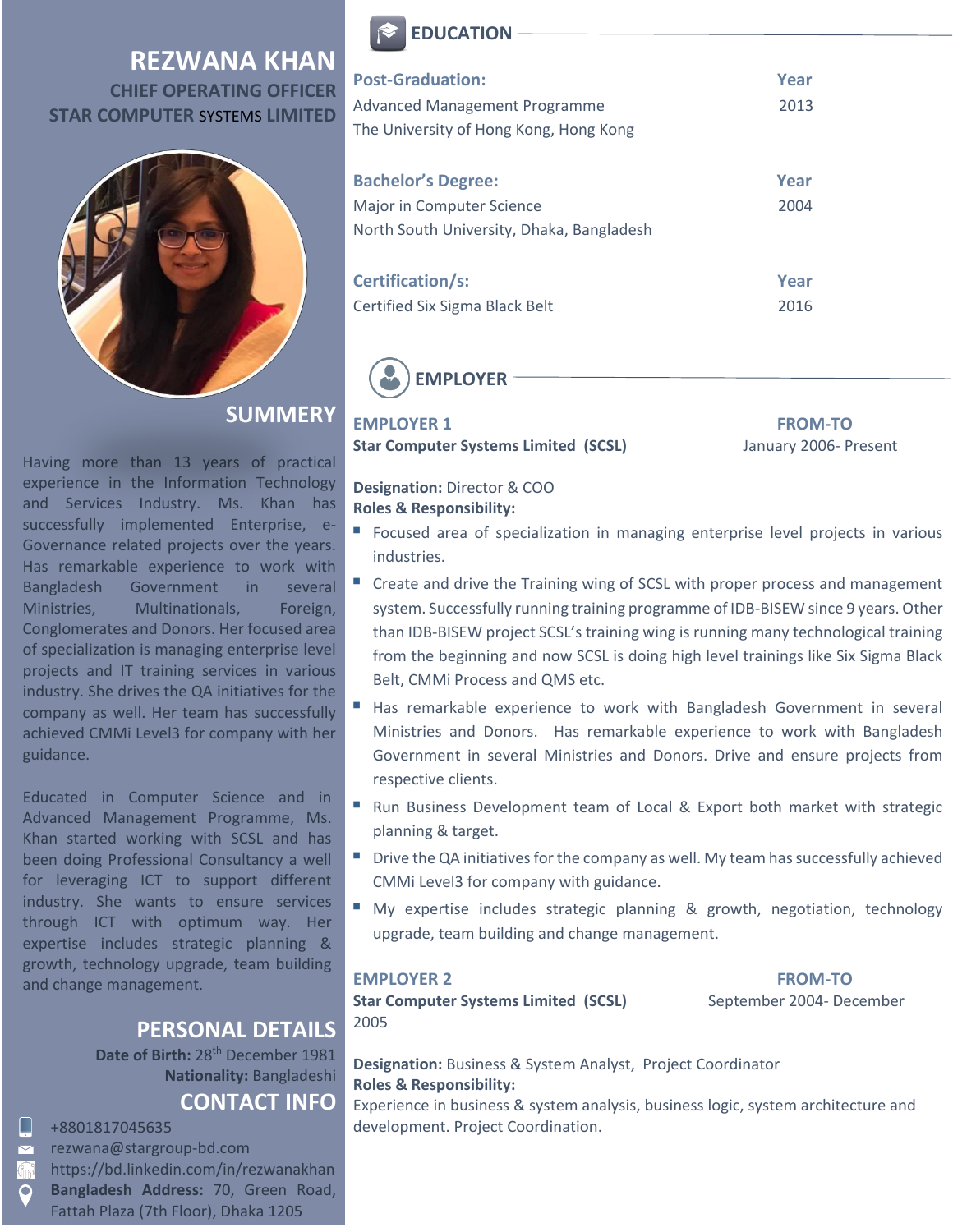# REZWANA KHAN

**CHIEF OPERATING OFFICER**
**STAR COMPUTER SYSTEMS LIMITED**

## SUMMERY

Having more than 13 years of practical experience in the Information Technology and Services Industry. Ms. Khan has successfully implemented Enterprise, e-Governance related projects over the years. Has remarkable experience to work with Bangladesh Government in several Ministries, Multinationals, Foreign, Conglomerates and Donors. Her focused area of specialization is managing enterprise level projects and IT training services in various industry. She drives the QA initiatives for the company as well. Her team has successfully achieved CMMi Level3 for company with her guidance.

Educated in Computer Science and in Advanced Management Programme, Ms. Khan started working with SCSL and has been doing Professional Consultancy a well for leveraging ICT to support different industry. She wants to ensure services through ICT with optimum way. Her expertise includes strategic planning & growth, technology upgrade, team building and change management.

## PERSONAL DETAILS

**Date of Birth:** 28th December 1981
**Nationality:** Bangladeshi

## CONTACT INFO

+8801817045635
rezwana@stargroup-bd.com
https://bd.linkedin.com/in/rezwanakhan
**Bangladesh Address:** 70, Green Road, Fattah Plaza (7th Floor), Dhaka 1205

## EDUCATION

| **Post-Graduation:** | **Year** |
|---|---|
| Advanced Management Programme | 2013 |
| The University of Hong Kong, Hong Kong | |

| **Bachelor's Degree:** | **Year** |
|---|---|
| Major in Computer Science | 2004 |
| North South University, Dhaka, Bangladesh | |

| **Certification/s:** | **Year** |
|---|---|
| Certified Six Sigma Black Belt | 2016 |

## EMPLOYER

**EMPLOYER 1** — **FROM-TO**
**Star Computer Systems Limited (SCSL)** — January 2006- Present

**Designation:** Director & COO
**Roles & Responsibility:**

- Focused area of specialization in managing enterprise level projects in various industries.
- Create and drive the Training wing of SCSL with proper process and management system. Successfully running training programme of IDB-BISEW since 9 years. Other than IDB-BISEW project SCSL's training wing is running many technological training from the beginning and now SCSL is doing high level trainings like Six Sigma Black Belt, CMMi Process and QMS etc.
- Has remarkable experience to work with Bangladesh Government in several Ministries and Donors. Has remarkable experience to work with Bangladesh Government in several Ministries and Donors. Drive and ensure projects from respective clients.
- Run Business Development team of Local & Export both market with strategic planning & target.
- Drive the QA initiatives for the company as well. My team has successfully achieved CMMi Level3 for company with guidance.
- My expertise includes strategic planning & growth, negotiation, technology upgrade, team building and change management.

**EMPLOYER 2** — **FROM-TO**
**Star Computer Systems Limited (SCSL)** — September 2004- December 2005

**Designation:** Business & System Analyst, Project Coordinator
**Roles & Responsibility:**
Experience in business & system analysis, business logic, system architecture and development. Project Coordination.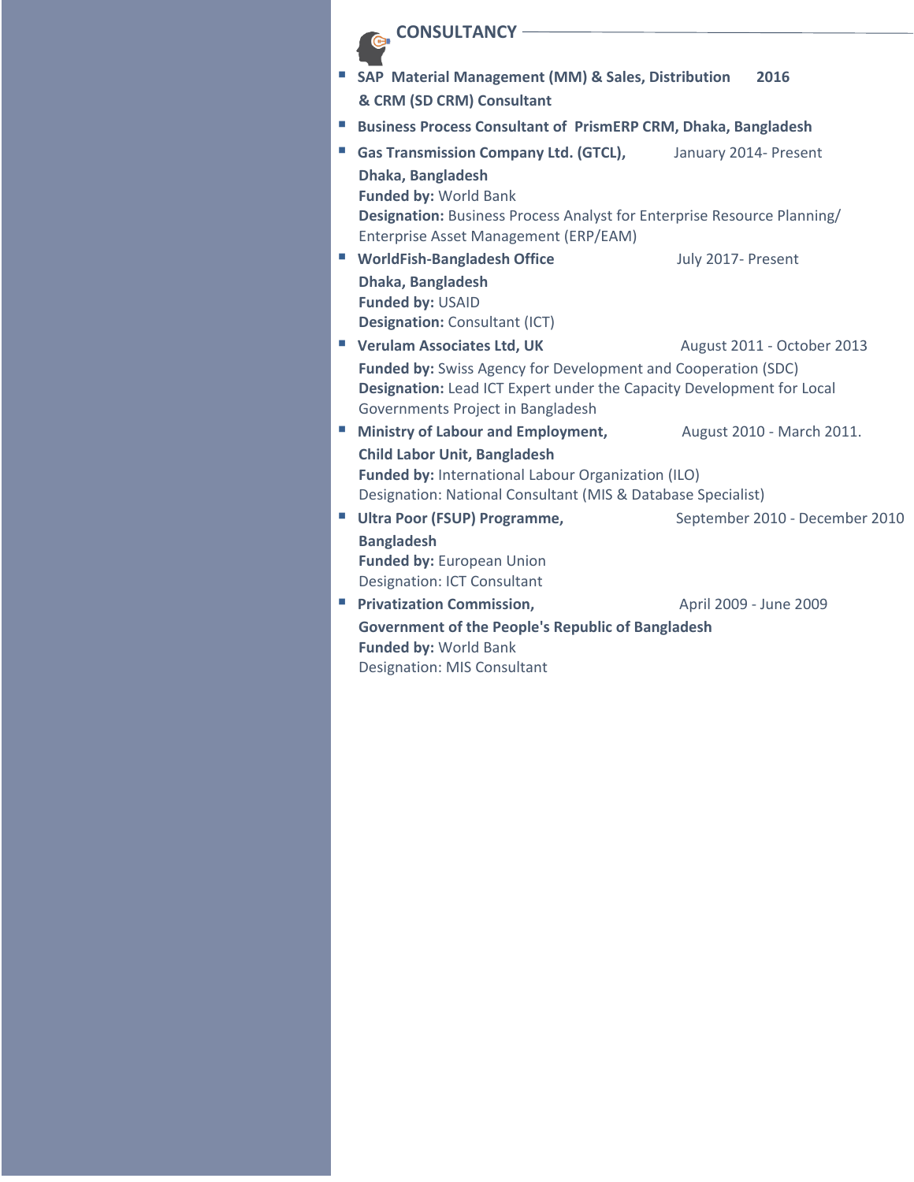## CONSULTANCY

- **SAP Material Management (MM) & Sales, Distribution & CRM (SD CRM) Consultant** **2016**
- **Business Process Consultant of PrismERP CRM, Dhaka, Bangladesh**
- **Gas Transmission Company Ltd. (GTCL), Dhaka, Bangladesh** January 2014- Present
  **Funded by:** World Bank
  **Designation:** Business Process Analyst for Enterprise Resource Planning/ Enterprise Asset Management (ERP/EAM)
- **WorldFish-Bangladesh Office Dhaka, Bangladesh** July 2017- Present
  **Funded by:** USAID
  **Designation:** Consultant (ICT)
- **Verulam Associates Ltd, UK** August 2011 - October 2013
  **Funded by:** Swiss Agency for Development and Cooperation (SDC)
  **Designation:** Lead ICT Expert under the Capacity Development for Local Governments Project in Bangladesh
- **Ministry of Labour and Employment, Child Labor Unit, Bangladesh** August 2010 - March 2011.
  **Funded by:** International Labour Organization (ILO)
  Designation: National Consultant (MIS & Database Specialist)
- **Ultra Poor (FSUP) Programme, Bangladesh** September 2010 - December 2010
  **Funded by:** European Union
  Designation: ICT Consultant
- **Privatization Commission, Government of the People's Republic of Bangladesh** April 2009 - June 2009
  **Funded by:** World Bank
  Designation: MIS Consultant